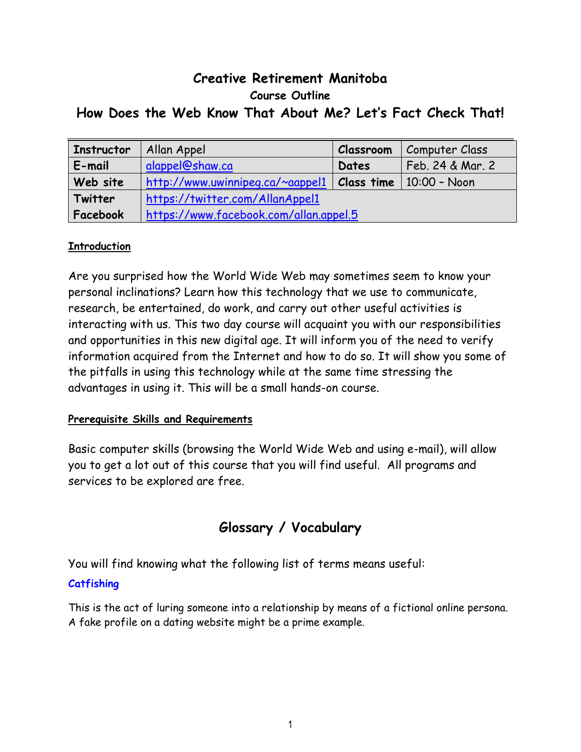# Creative Retirement Manitoba

### Course Outline

## How Does the Web Know That About Me? Let's Fact Check That!

| **Instructor** | Allan Appel | **Classroom** | Computer Class |
|---|---|---|---|
| **E-mail** | alappel@shaw.ca | **Dates** | Feb. 24 & Mar. 2 |
| **Web site** | http://www.uwinnipeg.ca/~aappel1 | **Class time** | 10:00 – Noon |
| **Twitter** | https://twitter.com/AllanAppel1 | | |
| **Facebook** | https://www.facebook.com/allan.appel.5 | | |

**Introduction**

Are you surprised how the World Wide Web may sometimes seem to know your personal inclinations? Learn how this technology that we use to communicate, research, be entertained, do work, and carry out other useful activities is interacting with us. This two day course will acquaint you with our responsibilities and opportunities in this new digital age. It will inform you of the need to verify information acquired from the Internet and how to do so. It will show you some of the pitfalls in using this technology while at the same time stressing the advantages in using it. This will be a small hands-on course.

**Prerequisite Skills and Requirements**

Basic computer skills (browsing the World Wide Web and using e-mail), will allow you to get a lot out of this course that you will find useful. All programs and services to be explored are free.

## Glossary / Vocabulary

You will find knowing what the following list of terms means useful:

**Catfishing**

This is the act of luring someone into a relationship by means of a fictional online persona. A fake profile on a dating website might be a prime example.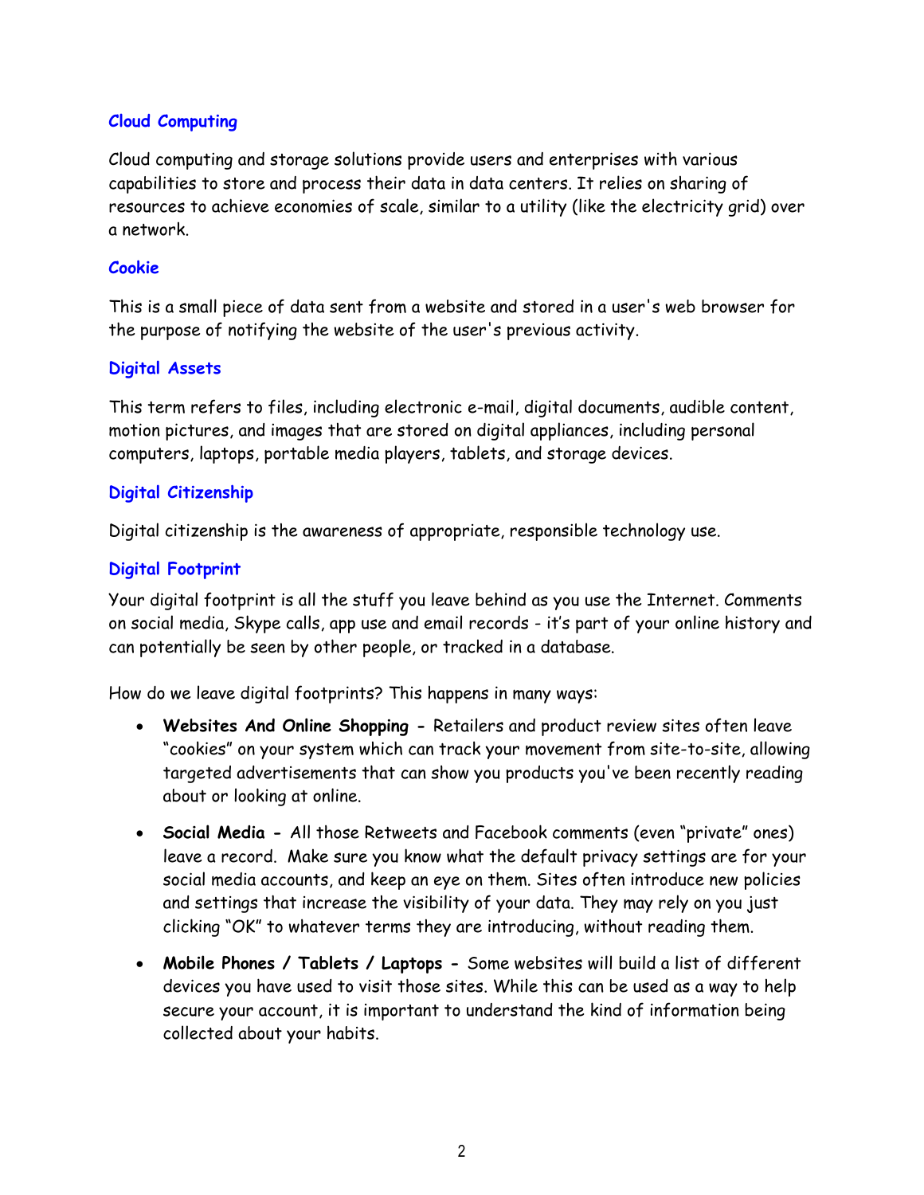### Cloud Computing

Cloud computing and storage solutions provide users and enterprises with various capabilities to store and process their data in data centers. It relies on sharing of resources to achieve economies of scale, similar to a utility (like the electricity grid) over a network.

### Cookie

This is a small piece of data sent from a website and stored in a user's web browser for the purpose of notifying the website of the user's previous activity.

### Digital Assets

This term refers to files, including electronic e-mail, digital documents, audible content, motion pictures, and images that are stored on digital appliances, including personal computers, laptops, portable media players, tablets, and storage devices.

### Digital Citizenship

Digital citizenship is the awareness of appropriate, responsible technology use.

### Digital Footprint

Your digital footprint is all the stuff you leave behind as you use the Internet. Comments on social media, Skype calls, app use and email records - it's part of your online history and can potentially be seen by other people, or tracked in a database.

How do we leave digital footprints? This happens in many ways:

- **Websites And Online Shopping -** Retailers and product review sites often leave "cookies" on your system which can track your movement from site-to-site, allowing targeted advertisements that can show you products you've been recently reading about or looking at online.
- **Social Media -** All those Retweets and Facebook comments (even "private" ones) leave a record. Make sure you know what the default privacy settings are for your social media accounts, and keep an eye on them. Sites often introduce new policies and settings that increase the visibility of your data. They may rely on you just clicking "OK" to whatever terms they are introducing, without reading them.
- **Mobile Phones / Tablets / Laptops -** Some websites will build a list of different devices you have used to visit those sites. While this can be used as a way to help secure your account, it is important to understand the kind of information being collected about your habits.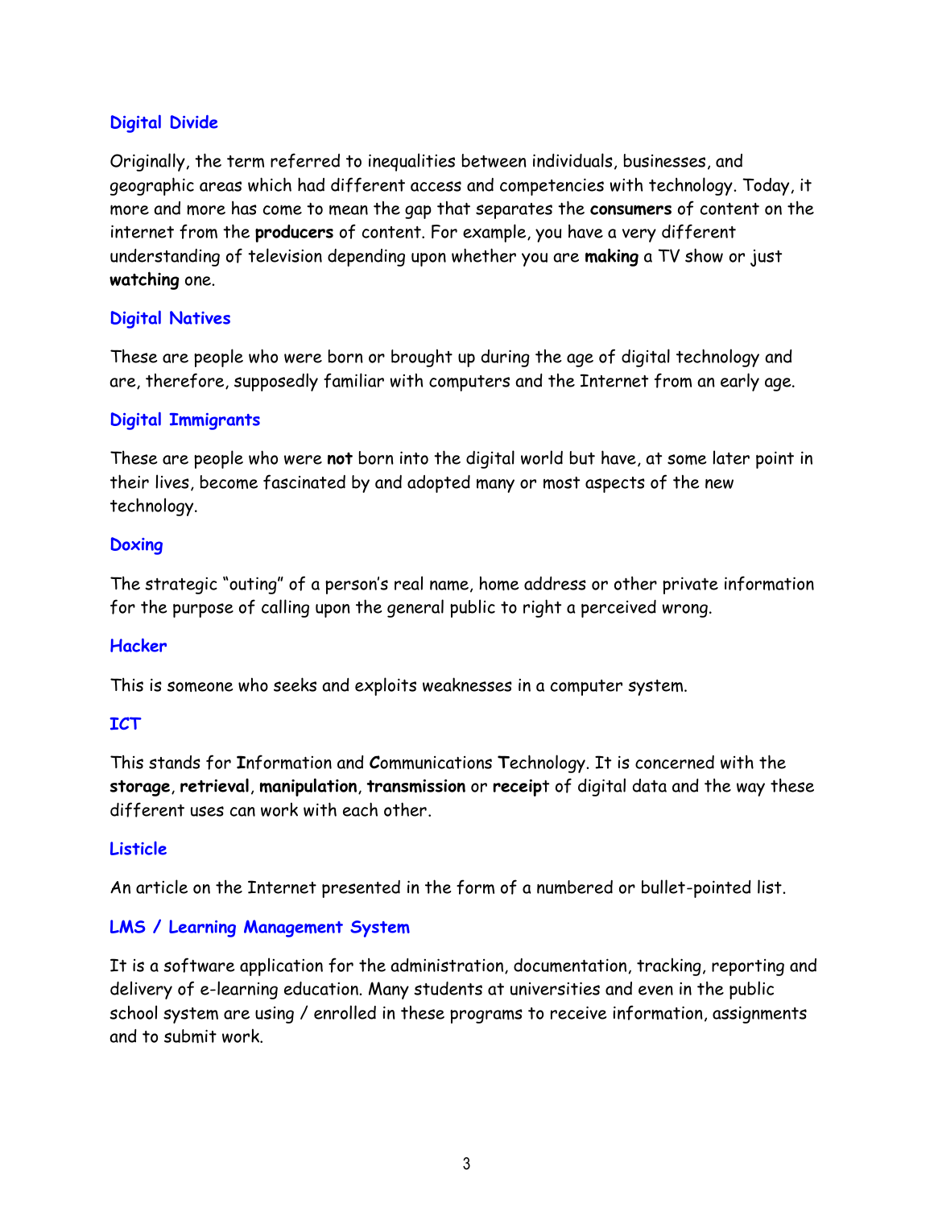### Digital Divide

Originally, the term referred to inequalities between individuals, businesses, and geographic areas which had different access and competencies with technology. Today, it more and more has come to mean the gap that separates the **consumers** of content on the internet from the **producers** of content. For example, you have a very different understanding of television depending upon whether you are **making** a TV show or just **watching** one.

### Digital Natives

These are people who were born or brought up during the age of digital technology and are, therefore, supposedly familiar with computers and the Internet from an early age.

### Digital Immigrants

These are people who were **not** born into the digital world but have, at some later point in their lives, become fascinated by and adopted many or most aspects of the new technology.

### Doxing

The strategic "outing" of a person's real name, home address or other private information for the purpose of calling upon the general public to right a perceived wrong.

### Hacker

This is someone who seeks and exploits weaknesses in a computer system.

### ICT

This stands for **I**nformation and **C**ommunications **T**echnology. It is concerned with the **storage**, **retrieval**, **manipulation**, **transmission** or **receip**t of digital data and the way these different uses can work with each other.

### Listicle

An article on the Internet presented in the form of a numbered or bullet-pointed list.

### LMS / Learning Management System

It is a software application for the administration, documentation, tracking, reporting and delivery of e-learning education. Many students at universities and even in the public school system are using / enrolled in these programs to receive information, assignments and to submit work.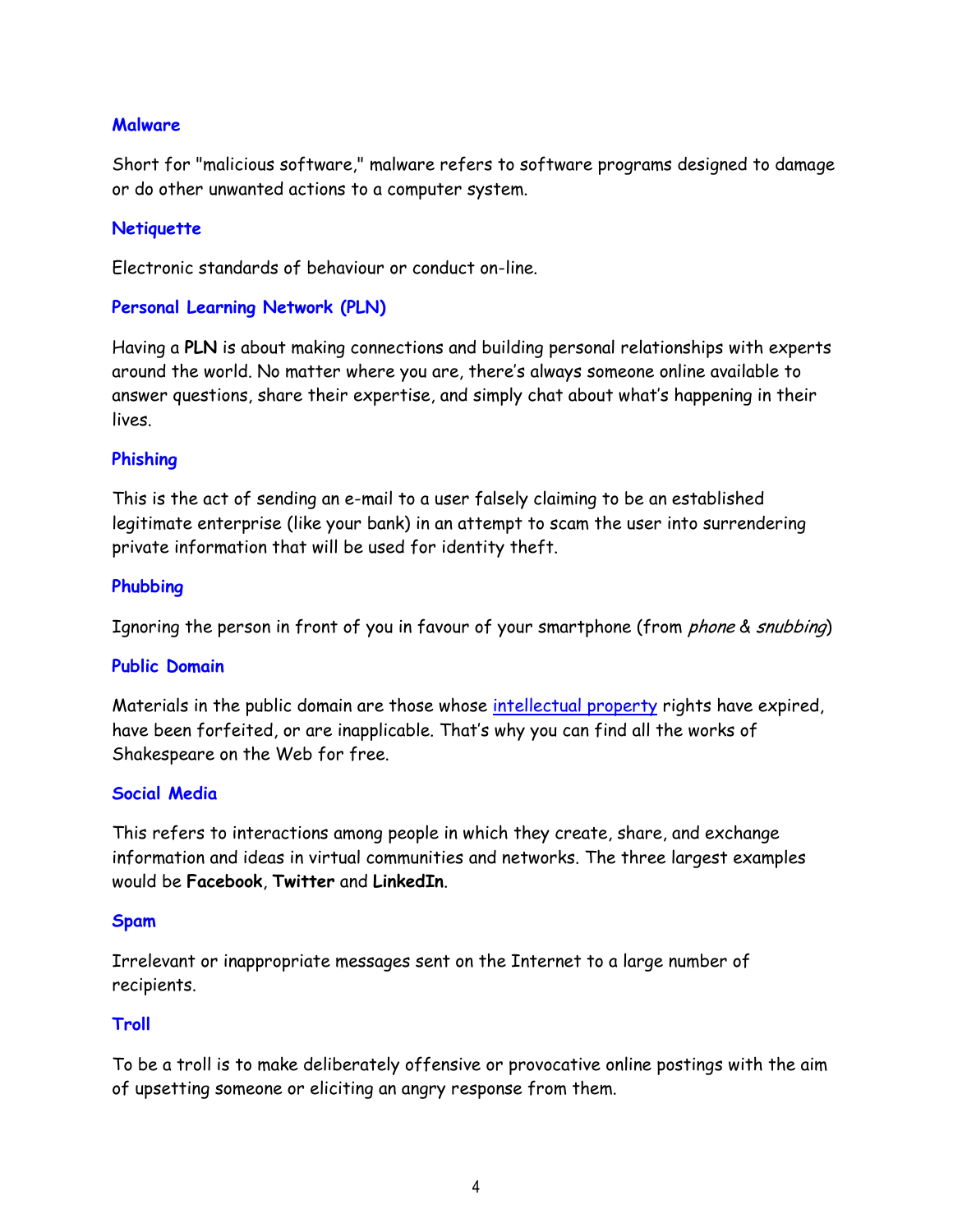### Malware

Short for "malicious software," malware refers to software programs designed to damage or do other unwanted actions to a computer system.

### Netiquette

Electronic standards of behaviour or conduct on-line.

### Personal Learning Network (PLN)

Having a **PLN** is about making connections and building personal relationships with experts around the world. No matter where you are, there's always someone online available to answer questions, share their expertise, and simply chat about what's happening in their lives.

### Phishing

This is the act of sending an e-mail to a user falsely claiming to be an established legitimate enterprise (like your bank) in an attempt to scam the user into surrendering private information that will be used for identity theft.

### Phubbing

Ignoring the person in front of you in favour of your smartphone (from *phone* & *snubbing*)

### Public Domain

Materials in the public domain are those whose intellectual property rights have expired, have been forfeited, or are inapplicable. That's why you can find all the works of Shakespeare on the Web for free.

### Social Media

This refers to interactions among people in which they create, share, and exchange information and ideas in virtual communities and networks. The three largest examples would be **Facebook**, **Twitter** and **LinkedIn**.

### Spam

Irrelevant or inappropriate messages sent on the Internet to a large number of recipients.

### Troll

To be a troll is to make deliberately offensive or provocative online postings with the aim of upsetting someone or eliciting an angry response from them.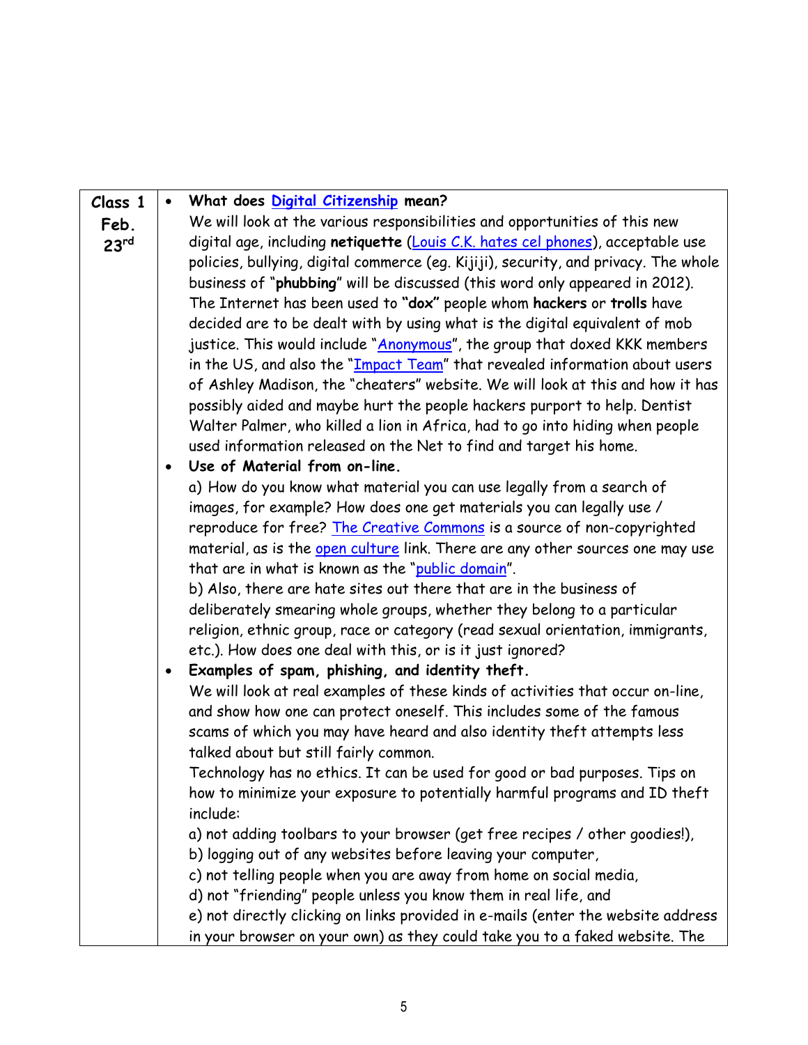| Class 1 Feb. 23rd | • **What does Digital Citizenship mean?** We will look at the various responsibilities and opportunities of this new digital age, including **netiquette** (Louis C.K. hates cel phones), acceptable use policies, bullying, digital commerce (eg. Kijiji), security, and privacy. The whole business of "**phubbing**" will be discussed (this word only appeared in 2012). The Internet has been used to **"dox"** people whom **hackers** or **trolls** have decided are to be dealt with by using what is the digital equivalent of mob justice. This would include "Anonymous", the group that doxed KKK members in the US, and also the "Impact Team" that revealed information about users of Ashley Madison, the "cheaters" website. We will look at this and how it has possibly aided and maybe hurt the people hackers purport to help. Dentist Walter Palmer, who killed a lion in Africa, had to go into hiding when people used information released on the Net to find and target his home.<br>• **Use of Material from on-line.**<br>a) How do you know what material you can use legally from a search of images, for example? How does one get materials you can legally use / reproduce for free? The Creative Commons is a source of non-copyrighted material, as is the open culture link. There are any other sources one may use that are in what is known as the "public domain".<br>b) Also, there are hate sites out there that are in the business of deliberately smearing whole groups, whether they belong to a particular religion, ethnic group, race or category (read sexual orientation, immigrants, etc.). How does one deal with this, or is it just ignored?<br>• **Examples of spam, phishing, and identity theft.**<br>We will look at real examples of these kinds of activities that occur on-line, and show how one can protect oneself. This includes some of the famous scams of which you may have heard and also identity theft attempts less talked about but still fairly common.<br>Technology has no ethics. It can be used for good or bad purposes. Tips on how to minimize your exposure to potentially harmful programs and ID theft include:<br>a) not adding toolbars to your browser (get free recipes / other goodies!),<br>b) logging out of any websites before leaving your computer,<br>c) not telling people when you are away from home on social media,<br>d) not "friending" people unless you know them in real life, and<br>e) not directly clicking on links provided in e-mails (enter the website address in your browser on your own) as they could take you to a faked website. The |
|---|---|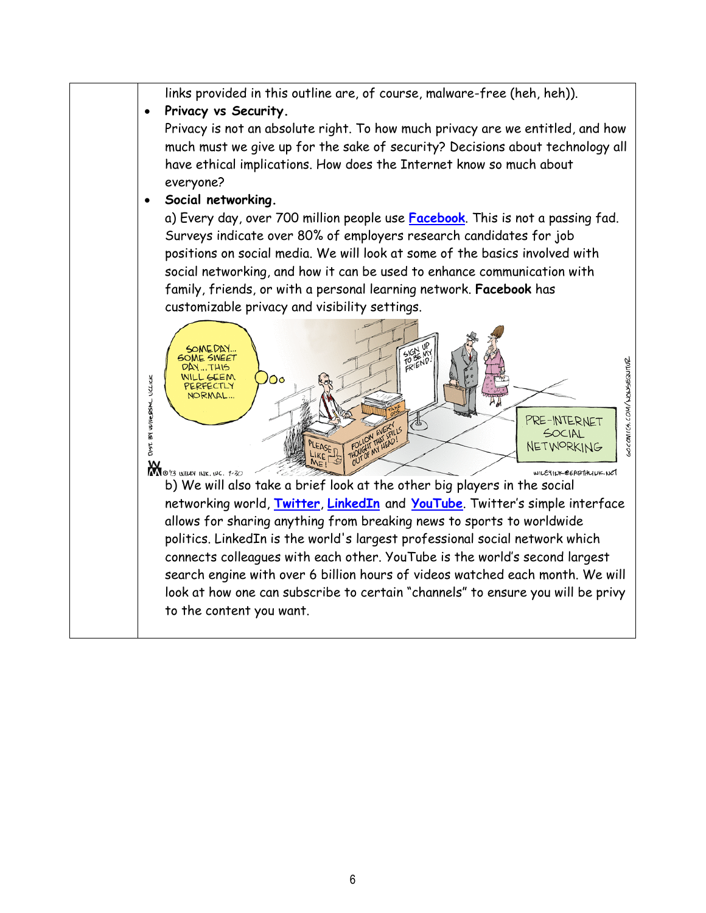links provided in this outline are, of course, malware-free (heh, heh)).

- **Privacy vs Security.**
  Privacy is not an absolute right. To how much privacy are we entitled, and how much must we give up for the sake of security? Decisions about technology all have ethical implications. How does the Internet know so much about everyone?
- **Social networking.**
  a) Every day, over 700 million people use **Facebook**. This is not a passing fad. Surveys indicate over 80% of employers research candidates for job positions on social media. We will look at some of the basics involved with social networking, and how it can be used to enhance communication with family, friends, or with a personal learning network. **Facebook** has customizable privacy and visibility settings.

  b) We will also take a brief look at the other big players in the social networking world, **Twitter**, **LinkedIn** and **YouTube**. Twitter's simple interface allows for sharing anything from breaking news to sports to worldwide politics. LinkedIn is the world's largest professional social network which connects colleagues with each other. YouTube is the world's second largest search engine with over 6 billion hours of videos watched each month. We will look at how one can subscribe to certain "channels" to ensure you will be privy to the content you want.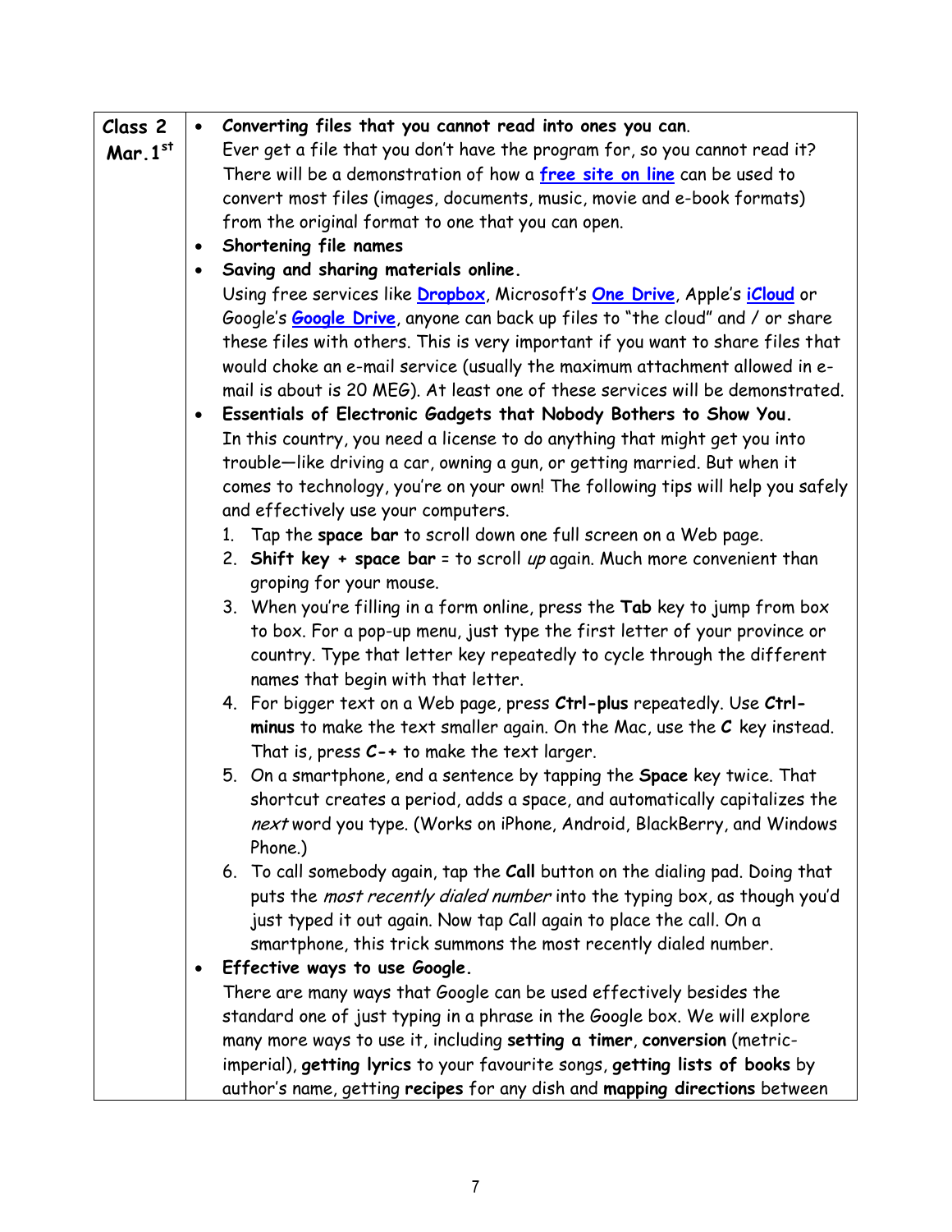| | |
|---|---|
| **Class 2 Mar. 1st** | • **Converting files that you cannot read into ones you can.** Ever get a file that you don't have the program for, so you cannot read it? There will be a demonstration of how a **free site on line** can be used to convert most files (images, documents, music, movie and e-book formats) from the original format to one that you can open. <br>• **Shortening file names** <br>• **Saving and sharing materials online.** Using free services like **Dropbox**, Microsoft's **One Drive**, Apple's **iCloud** or Google's **Google Drive**, anyone can back up files to "the cloud" and / or share these files with others. This is very important if you want to share files that would choke an e-mail service (usually the maximum attachment allowed in e-mail is about is 20 MEG). At least one of these services will be demonstrated. <br>• **Essentials of Electronic Gadgets that Nobody Bothers to Show You.** In this country, you need a license to do anything that might get you into trouble—like driving a car, owning a gun, or getting married. But when it comes to technology, you're on your own! The following tips will help you safely and effectively use your computers. <br>1. Tap the **space bar** to scroll down one full screen on a Web page. <br>2. **Shift key + space bar** = to scroll *up* again. Much more convenient than groping for your mouse. <br>3. When you're filling in a form online, press the **Tab** key to jump from box to box. For a pop-up menu, just type the first letter of your province or country. Type that letter key repeatedly to cycle through the different names that begin with that letter. <br>4. For bigger text on a Web page, press **Ctrl-plus** repeatedly. Use **Ctrl-minus** to make the text smaller again. On the Mac, use the **C** key instead. That is, press **C-+** to make the text larger. <br>5. On a smartphone, end a sentence by tapping the **Space** key twice. That shortcut creates a period, adds a space, and automatically capitalizes the *next* word you type. (Works on iPhone, Android, BlackBerry, and Windows Phone.) <br>6. To call somebody again, tap the **Call** button on the dialing pad. Doing that puts the *most recently dialed number* into the typing box, as though you'd just typed it out again. Now tap Call again to place the call. On a smartphone, this trick summons the most recently dialed number. <br>• **Effective ways to use Google.** There are many ways that Google can be used effectively besides the standard one of just typing in a phrase in the Google box. We will explore many more ways to use it, including **setting a timer**, **conversion** (metric-imperial), **getting lyrics** to your favourite songs, **getting lists of books** by author's name, getting **recipes** for any dish and **mapping directions** between |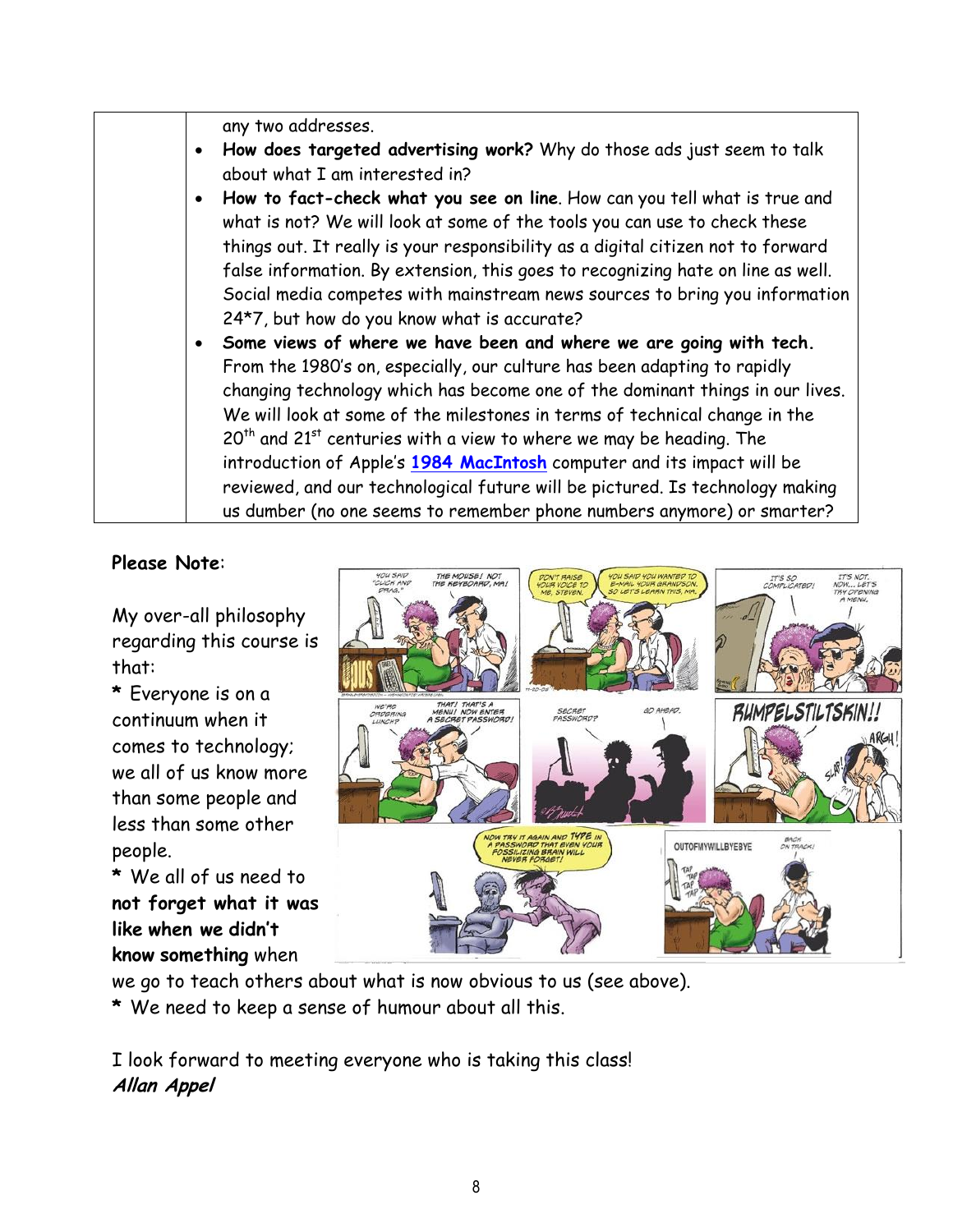| | |
|---|---|
| | any two addresses.<br>• **How does targeted advertising work?** Why do those ads just seem to talk about what I am interested in?<br>• **How to fact-check what you see on line**. How can you tell what is true and what is not? We will look at some of the tools you can use to check these things out. It really is your responsibility as a digital citizen not to forward false information. By extension, this goes to recognizing hate on line as well. Social media competes with mainstream news sources to bring you information 24*7, but how do you know what is accurate?<br>• **Some views of where we have been and where we are going with tech.** From the 1980's on, especially, our culture has been adapting to rapidly changing technology which has become one of the dominant things in our lives. We will look at some of the milestones in terms of technical change in the 20th and 21st centuries with a view to where we may be heading. The introduction of Apple's **1984 MacIntosh** computer and its impact will be reviewed, and our technological future will be pictured. Is technology making us dumber (no one seems to remember phone numbers anymore) or smarter? |

**Please Note**:

My over-all philosophy regarding this course is that:

* Everyone is on a continuum when it comes to technology; we all of us know more than some people and less than some other people.
* We all of us need to **not forget what it was like when we didn't know something** when we go to teach others about what is now obvious to us (see above).
* We need to keep a sense of humour about all this.

I look forward to meeting everyone who is taking this class!
***Allan Appel***